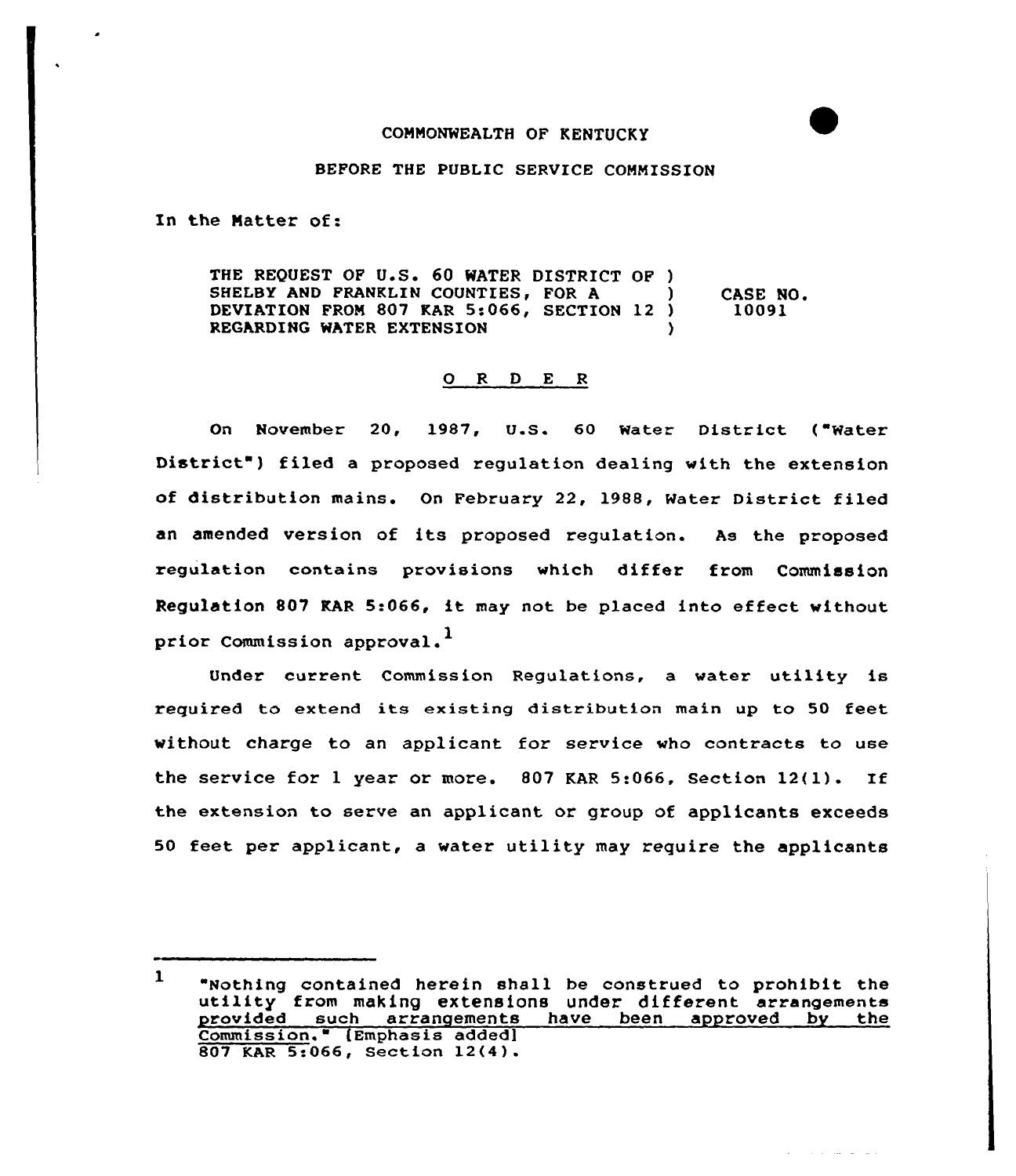COMMONWEALTH OF KENTUCKY

BEFORE THE PUBLIC SERVICE COMMISSION

In the Matter of:

THE REQUEST OF U.S. 60 WATER DISTRICT OF SHELBY AND FRANKLIN COUNTIES, FOR A DEVIATION FROM 807 KAR 5:066, SECTION 12 REGARDING WATER EXTENSION ) CASE NO. 10091

O R D E R

On November 20, 1987, U.S. 60 Water District ("Water District") filed a proposed regulation dealing with the extension of distribution mains. On February 22, 1988, Water District filed an amended version of its proposed regulation. As the proposed regulation contains provisions which differ from Commission Regulation 807 KAR 5:066, it may not be placed into effect without prior Commission approval.[1]

Under current Commission Regulations, a water utility is required to extend its existing distribution main up to 50 feet without charge to an applicant for service who contracts to use the service for 1 year or more. 807 KAR 5:066, Section 12(1). If the extension to serve an applicant or group of applicants exceeds 50 feet per applicant, a water utility may require the applicants

---

[1] "Nothing contained herein shall be construed to prohibit the utility from making extensions under different arrangements provided such arrangements have been approved by the Commission." [Emphasis added] 807 KAR 5:066, Section 12(4).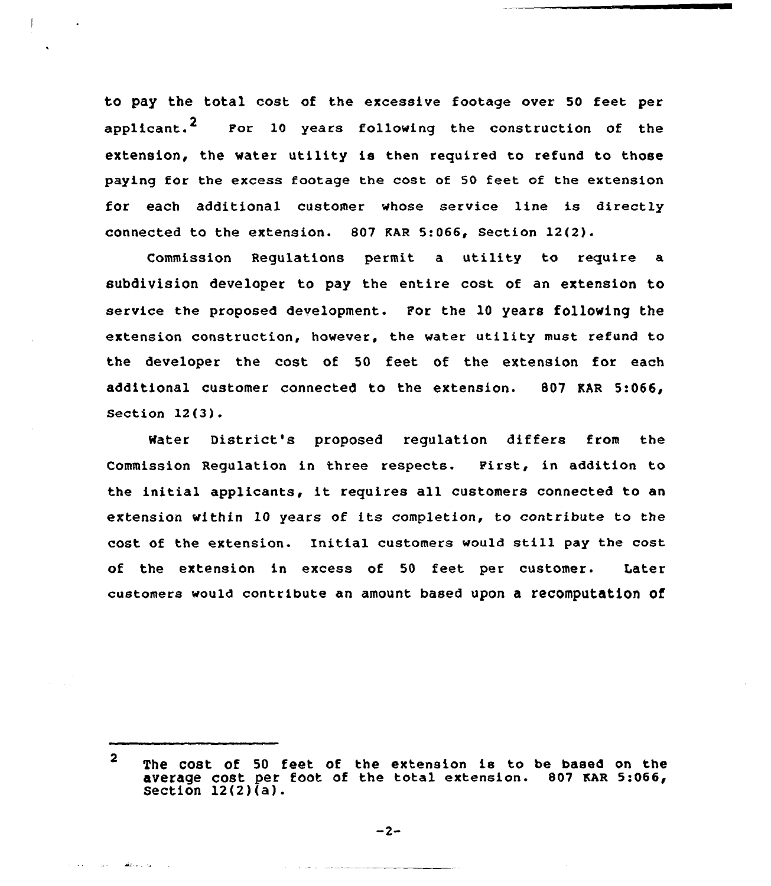to pay the total cost of the excessive footage over 50 feet per applicant.[2] For 10 years following the construction of the extension, the water utility is then required to refund to those paying for the excess footage the cost of 50 feet of the extension for each additional customer whose service line is directly connected to the extension. 807 KAR 5:066, Section 12(2).

Commission Regulations permit a utility to require a subdivision developer to pay the entire cost of an extension to service the proposed development. For the 10 years following the extension construction, however, the water utility must refund to the developer the cost of 50 feet of the extension for each additional customer connected to the extension. 807 KAR 5:066, Section 12(3).

Water District's proposed regulation differs from the Commission Regulation in three respects. First, in addition to the initial applicants, it requires all customers connected to an extension within 10 years of its completion, to contribute to the cost of the extension. Initial customers would still pay the cost of the extension in excess of 50 feet per customer. Later customers would contribute an amount based upon a recomputation of

---

[2] The cost of 50 feet of the extension is to be based on the average cost per foot of the total extension. 807 KAR 5:066, Section 12(2)(a).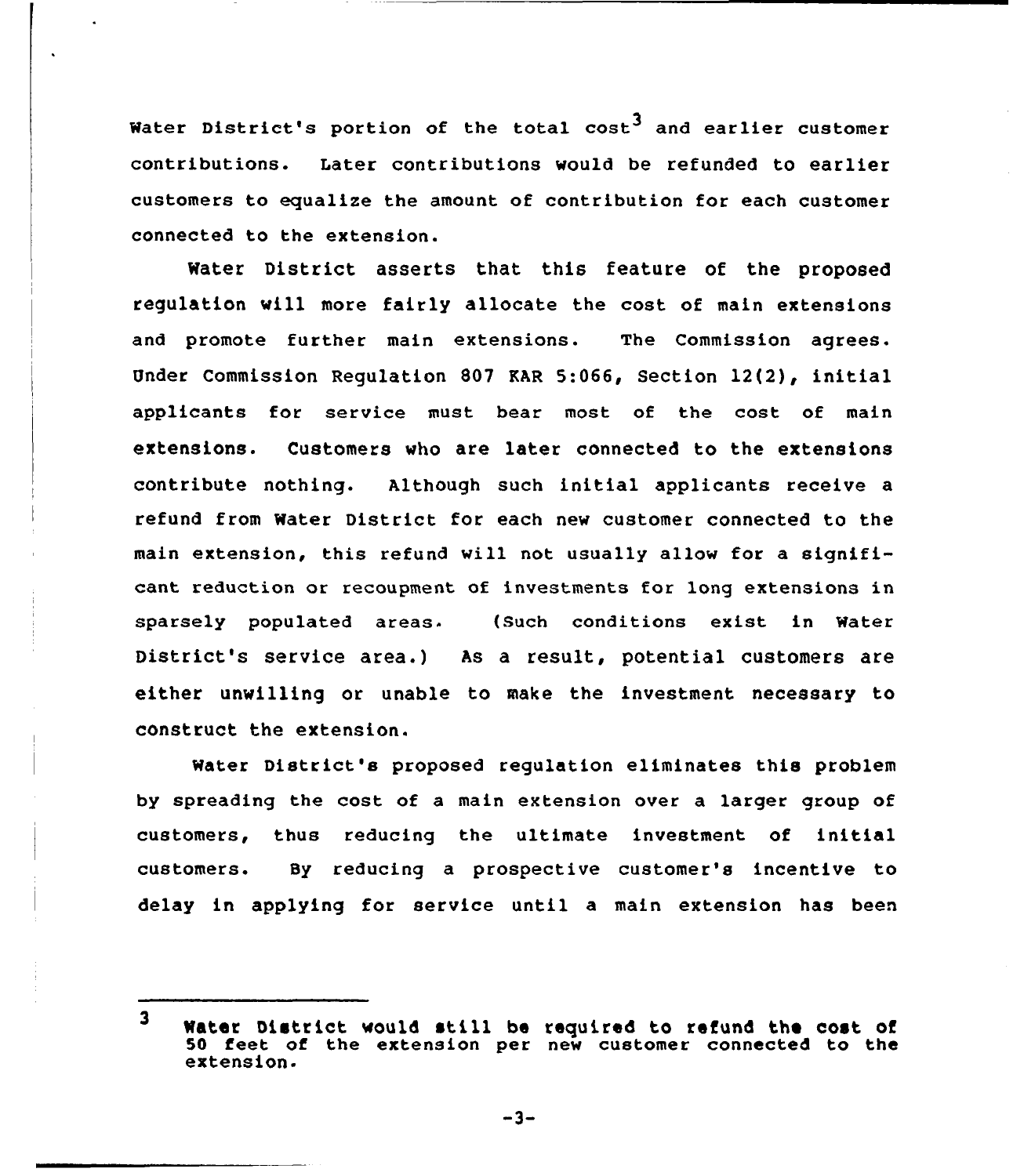Water District's portion of the total cost[3] and earlier customer contributions. Later contributions would be refunded to earlier customers to equalize the amount of contribution for each customer connected to the extension.

Water District asserts that this feature of the proposed regulation will more fairly allocate the cost of main extensions and promote further main extensions. The Commission agrees. Under Commission Regulation 807 KAR 5:066, Section 12(2), initial applicants for service must bear most of the cost of main extensions. Customers who are later connected to the extensions contribute nothing. Although such initial applicants receive a refund from Water District for each new customer connected to the main extension, this refund will not usually allow for a significant reduction or recoupment of investments for long extensions in sparsely populated areas. (Such conditions exist in Water District's service area.) As a result, potential customers are either unwilling or unable to make the investment necessary to construct the extension.

Water District's proposed regulation eliminates this problem by spreading the cost of a main extension over a larger group of customers, thus reducing the ultimate investment of initial customers. By reducing a prospective customer's incentive to delay in applying for service until a main extension has been

---

[3] Water District would still be required to refund the cost of 50 feet of the extension per new customer connected to the extension.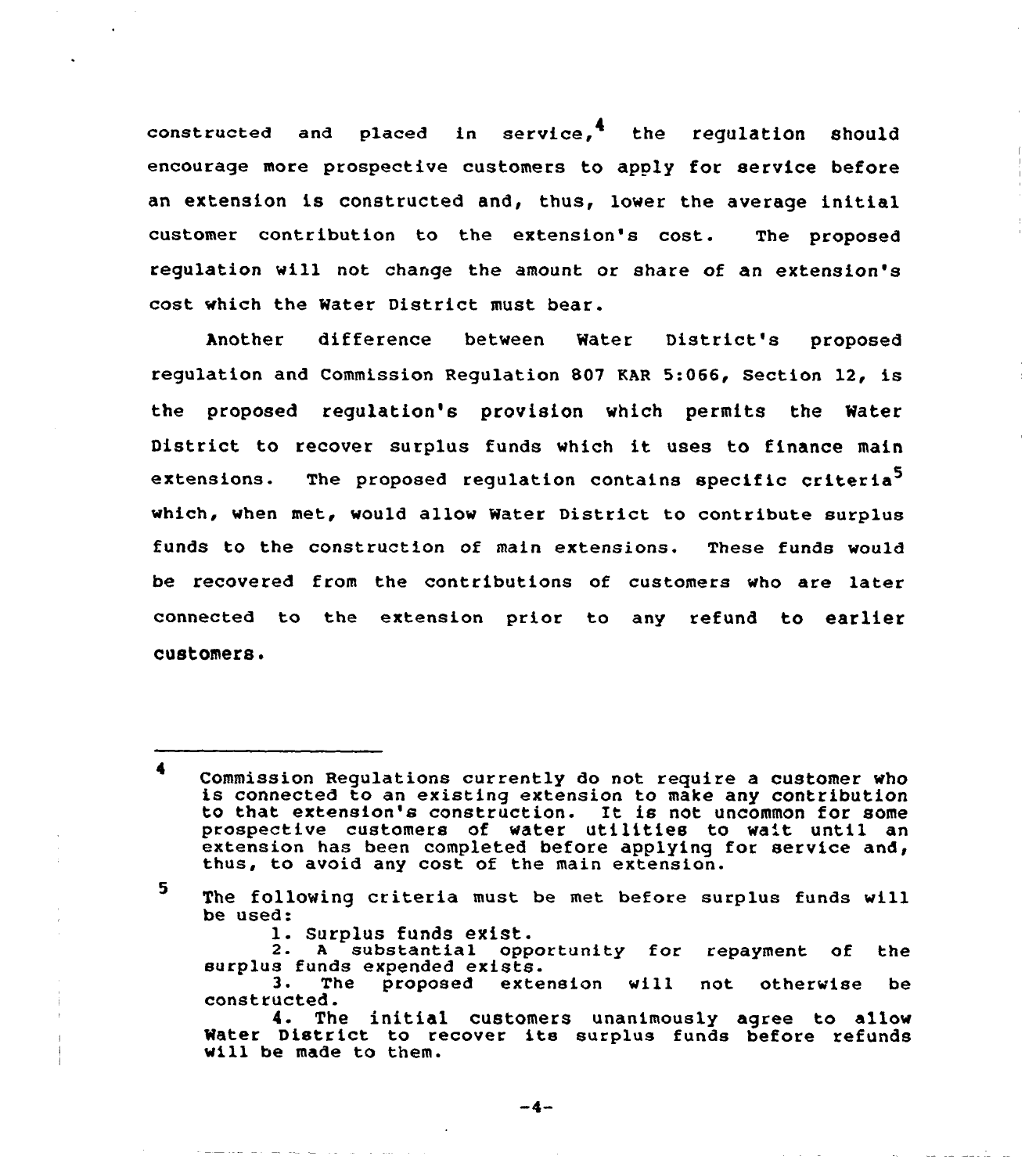constructed and placed in service,[4] the regulation should encourage more prospective customers to apply for service before an extension is constructed and, thus, lower the average initial customer contribution to the extension's cost. The proposed regulation will not change the amount or share of an extension's cost which the Water District must bear.

Another difference between Water District's proposed regulation and Commission Regulation 807 KAR 5:066, Section 12, is the proposed regulation's provision which permits the Water District to recover surplus funds which it uses to finance main extensions. The proposed regulation contains specific criteria[5] which, when met, would allow Water District to contribute surplus funds to the construction of main extensions. These funds would be recovered from the contributions of customers who are later connected to the extension prior to any refund to earlier customers.

---

[4] Commission Regulations currently do not require a customer who is connected to an existing extension to make any contribution to that extension's construction. It is not uncommon for some prospective customers of water utilities to wait until an extension has been completed before applying for service and, thus, to avoid any cost of the main extension.

[5] The following criteria must be met before surplus funds will be used:

1. Surplus funds exist.
2. A substantial opportunity for repayment of the surplus funds expended exists.
3. The proposed extension will not otherwise be constructed.
4. The initial customers unanimously agree to allow Water District to recover its surplus funds before refunds will be made to them.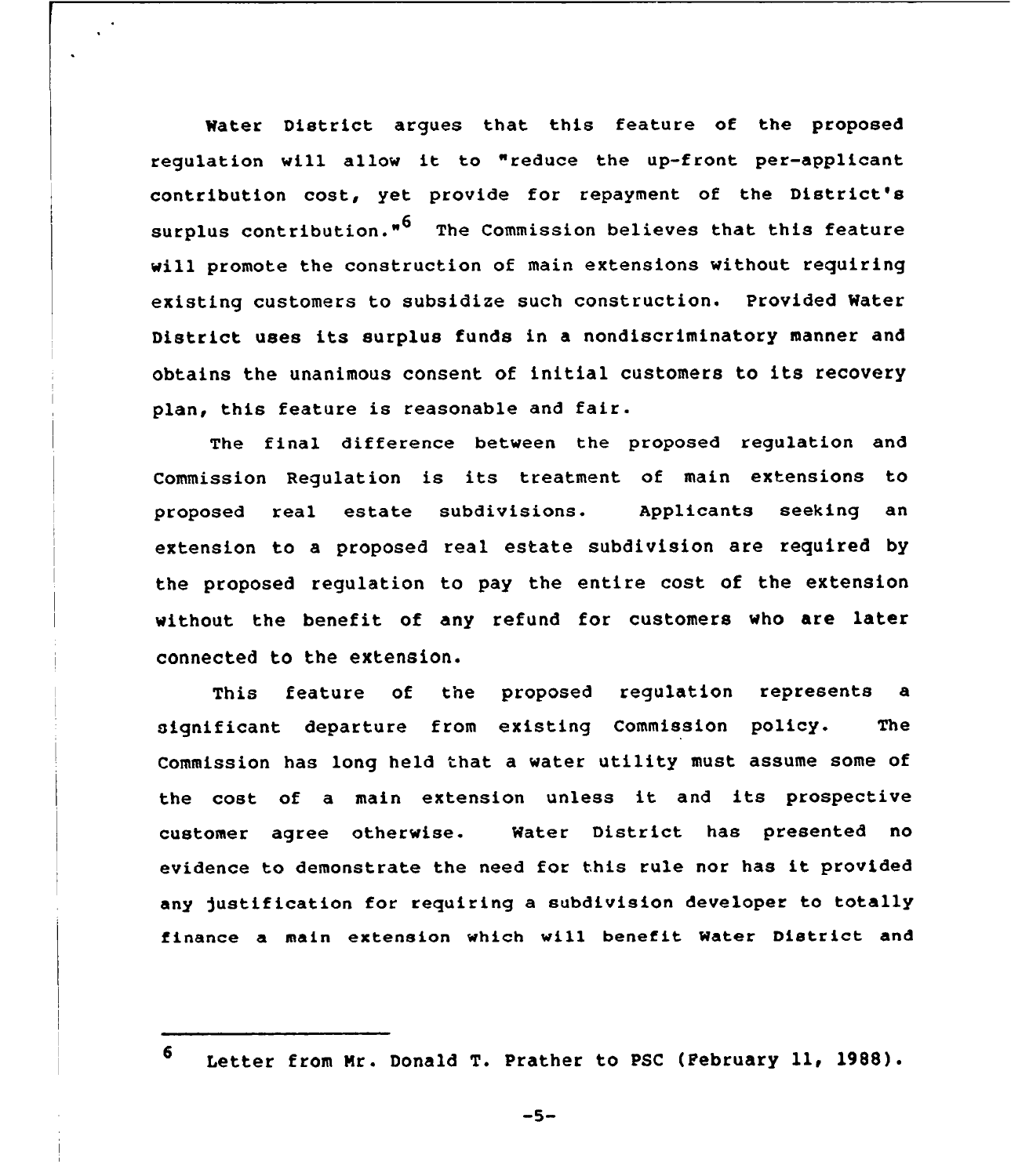Water District argues that this feature of the proposed regulation will allow it to "reduce the up-front per-applicant contribution cost, yet provide for repayment of the District's surplus contribution."[6] The Commission believes that this feature will promote the construction of main extensions without requiring existing customers to subsidize such construction. Provided Water District uses its surplus funds in a nondiscriminatory manner and obtains the unanimous consent of initial customers to its recovery plan, this feature is reasonable and fair.

The final difference between the proposed regulation and Commission Regulation is its treatment of main extensions to proposed real estate subdivisions. Applicants seeking an extension to a proposed real estate subdivision are required by the proposed regulation to pay the entire cost of the extension without the benefit of any refund for customers who are later connected to the extension.

This feature of the proposed regulation represents a significant departure from existing Commission policy. The Commission has long held that a water utility must assume some of the cost of a main extension unless it and its prospective customer agree otherwise. Water District has presented no evidence to demonstrate the need for this rule nor has it provided any justification for requiring a subdivision developer to totally finance a main extension which will benefit Water District and

---

[6] Letter from Mr. Donald T. Prather to PSC (February 11, 1988).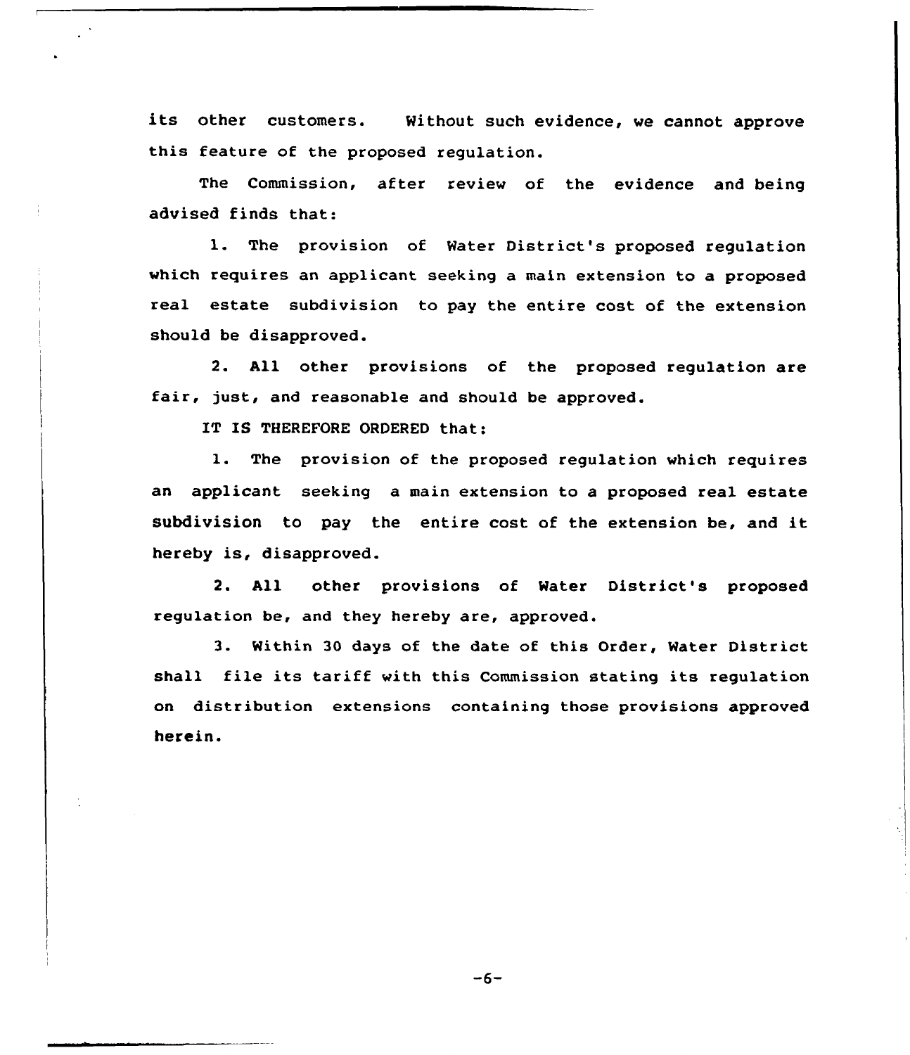its other customers. Without such evidence, we cannot approve this feature of the proposed regulation.

The Commission, after review of the evidence and being advised finds that:

1. The provision of Water District's proposed regulation which requires an applicant seeking a main extension to a proposed real estate subdivision to pay the entire cost of the extension should be disapproved.

2. All other provisions of the proposed regulation are fair, just, and reasonable and should be approved.

IT IS THEREFORE ORDERED that:

1. The provision of the proposed regulation which requires an applicant seeking a main extension to a proposed real estate subdivision to pay the entire cost of the extension be, and it hereby is, disapproved.

2. All other provisions of Water District's proposed regulation be, and they hereby are, approved.

3. Within 30 days of the date of this Order, Water District shall file its tariff with this Commission stating its regulation on distribution extensions containing those provisions approved herein.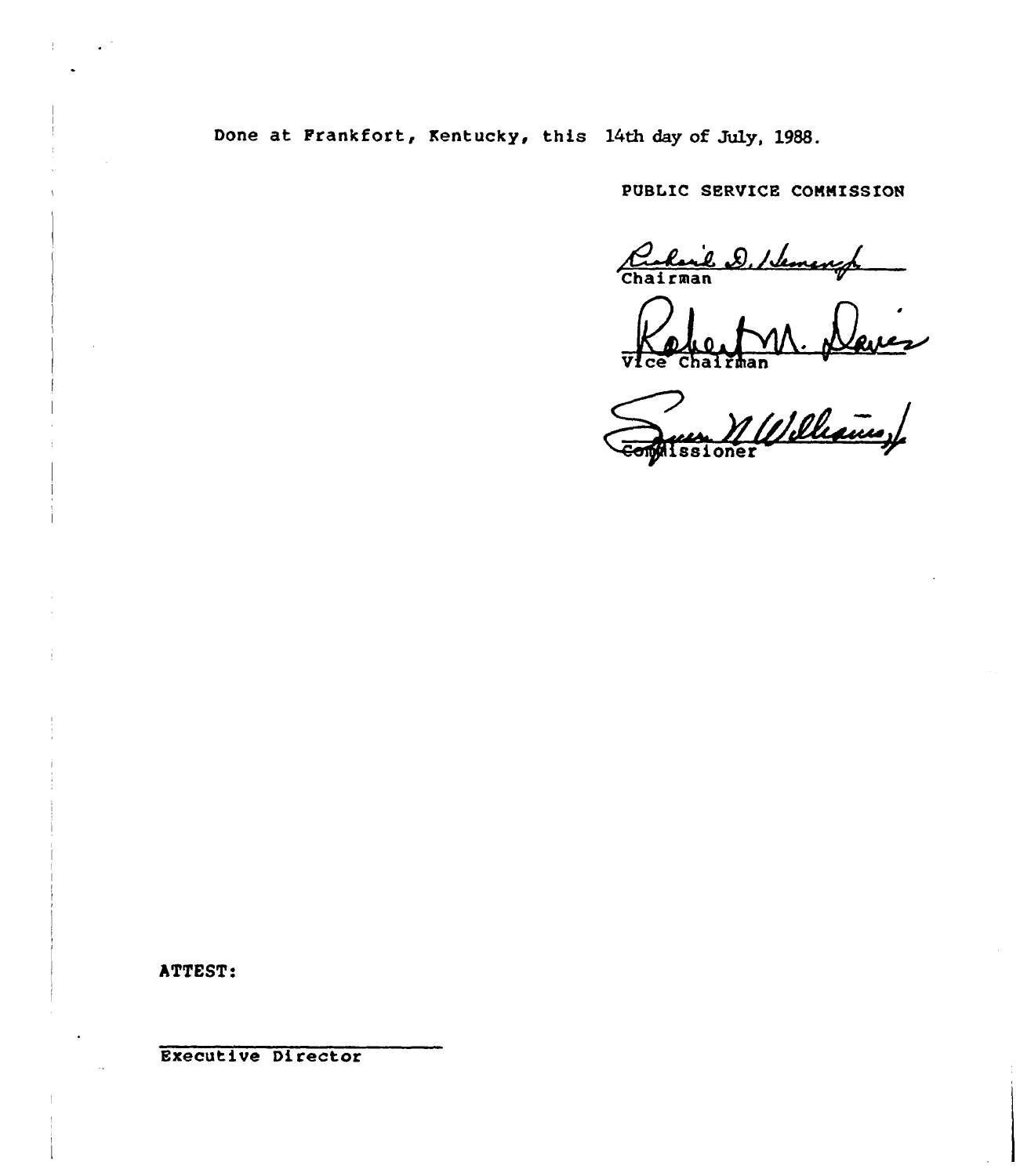Done at Frankfort, Kentucky, this 14th day of July, 1988.

PUBLIC SERVICE COMMISSION

Richard D. Heman Jr.
Chairman

Robert M. Davis
Vice Chairman

James M. Williams Jr.
Commissioner

ATTEST:

Executive Director